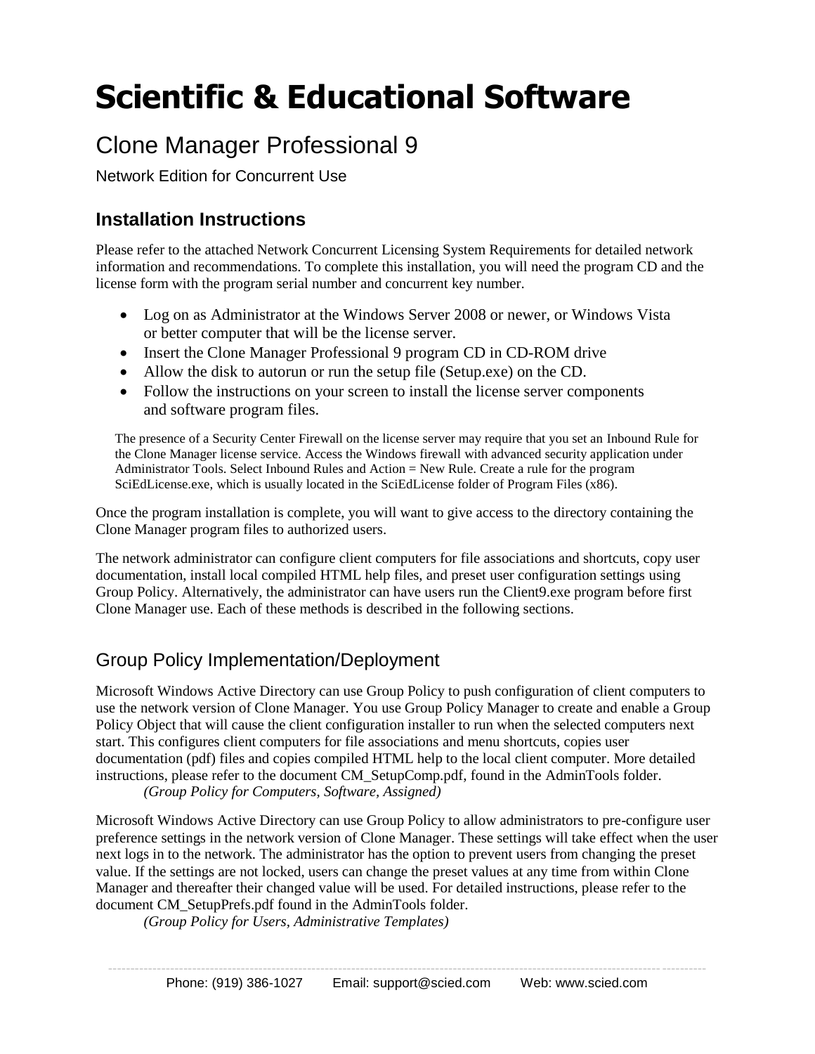# Scientific & Educational Software

## Clone Manager Professional 9

Network Edition for Concurrent Use

### Installation Instructions

Please refer to the attached Network Concurrent Licensing System Requirements for detailed network information and recommendations. To complete this installation, you will need the program CD and the license form with the program serial number and concurrent key number.

- Log on as Administrator at the Windows Server 2008 or newer, or Windows Vista or better computer that will be the license server.
- Insert the Clone Manager Professional 9 program CD in CD-ROM drive
- Allow the disk to autorun or run the setup file (Setup.exe) on the CD.
- Follow the instructions on your screen to install the license server components and software program files.

The presence of a Security Center Firewall on the license server may require that you set an Inbound Rule for the Clone Manager license service. Access the Windows firewall with advanced security application under Administrator Tools. Select Inbound Rules and Action = New Rule. Create a rule for the program SciEdLicense.exe, which is usually located in the SciEdLicense folder of Program Files (x86).

Once the program installation is complete, you will want to give access to the directory containing the Clone Manager program files to authorized users.

The network administrator can configure client computers for file associations and shortcuts, copy user documentation, install local compiled HTML help files, and preset user configuration settings using Group Policy. Alternatively, the administrator can have users run the Client9.exe program before first Clone Manager use. Each of these methods is described in the following sections.

## Group Policy Implementation/Deployment

Microsoft Windows Active Directory can use Group Policy to push configuration of client computers to use the network version of Clone Manager. You use Group Policy Manager to create and enable a Group Policy Object that will cause the client configuration installer to run when the selected computers next start. This configures client computers for file associations and menu shortcuts, copies user documentation (pdf) files and copies compiled HTML help to the local client computer. More detailed instructions, please refer to the document CM_SetupComp.pdf, found in the AdminTools folder.

*(Group Policy for Computers, Software, Assigned)*

Microsoft Windows Active Directory can use Group Policy to allow administrators to pre-configure user preference settings in the network version of Clone Manager. These settings will take effect when the user next logs in to the network. The administrator has the option to prevent users from changing the preset value. If the settings are not locked, users can change the preset values at any time from within Clone Manager and thereafter their changed value will be used. For detailed instructions, please refer to the document CM_SetupPrefs.pdf found in the AdminTools folder.

*(Group Policy for Users, Administrative Templates)*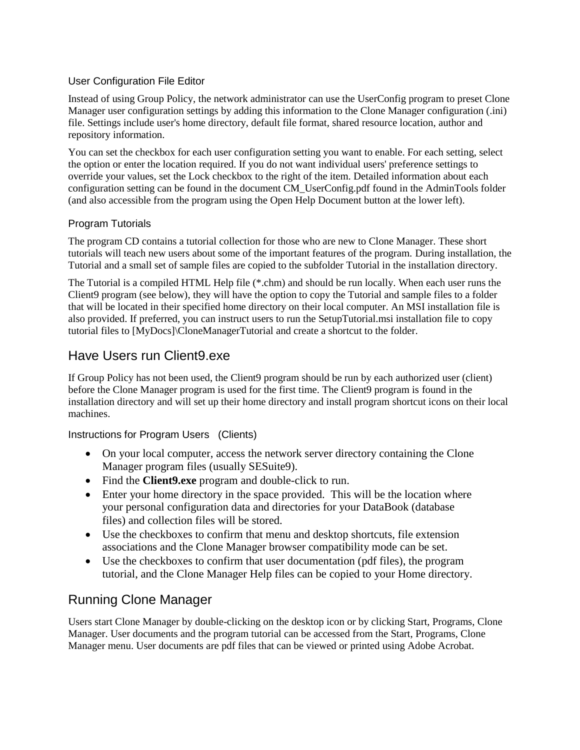### User Configuration File Editor

Instead of using Group Policy, the network administrator can use the UserConfig program to preset Clone Manager user configuration settings by adding this information to the Clone Manager configuration (.ini) file. Settings include user's home directory, default file format, shared resource location, author and repository information.

You can set the checkbox for each user configuration setting you want to enable. For each setting, select the option or enter the location required. If you do not want individual users' preference settings to override your values, set the Lock checkbox to the right of the item. Detailed information about each configuration setting can be found in the document CM_UserConfig.pdf found in the AdminTools folder (and also accessible from the program using the Open Help Document button at the lower left).

### Program Tutorials

The program CD contains a tutorial collection for those who are new to Clone Manager. These short tutorials will teach new users about some of the important features of the program. During installation, the Tutorial and a small set of sample files are copied to the subfolder Tutorial in the installation directory.

The Tutorial is a compiled HTML Help file (*.chm) and should be run locally. When each user runs the Client9 program (see below), they will have the option to copy the Tutorial and sample files to a folder that will be located in their specified home directory on their local computer. An MSI installation file is also provided. If preferred, you can instruct users to run the SetupTutorial.msi installation file to copy tutorial files to [MyDocs]\CloneManagerTutorial and create a shortcut to the folder.

## Have Users run Client9.exe

If Group Policy has not been used, the Client9 program should be run by each authorized user (client) before the Clone Manager program is used for the first time. The Client9 program is found in the installation directory and will set up their home directory and install program shortcut icons on their local machines.

### Instructions for Program Users (Clients)

- On your local computer, access the network server directory containing the Clone Manager program files (usually SESuite9).
- Find the **Client9.exe** program and double-click to run.
- Enter your home directory in the space provided. This will be the location where your personal configuration data and directories for your DataBook (database files) and collection files will be stored.
- Use the checkboxes to confirm that menu and desktop shortcuts, file extension associations and the Clone Manager browser compatibility mode can be set.
- Use the checkboxes to confirm that user documentation (pdf files), the program tutorial, and the Clone Manager Help files can be copied to your Home directory.

## Running Clone Manager

Users start Clone Manager by double-clicking on the desktop icon or by clicking Start, Programs, Clone Manager. User documents and the program tutorial can be accessed from the Start, Programs, Clone Manager menu. User documents are pdf files that can be viewed or printed using Adobe Acrobat.